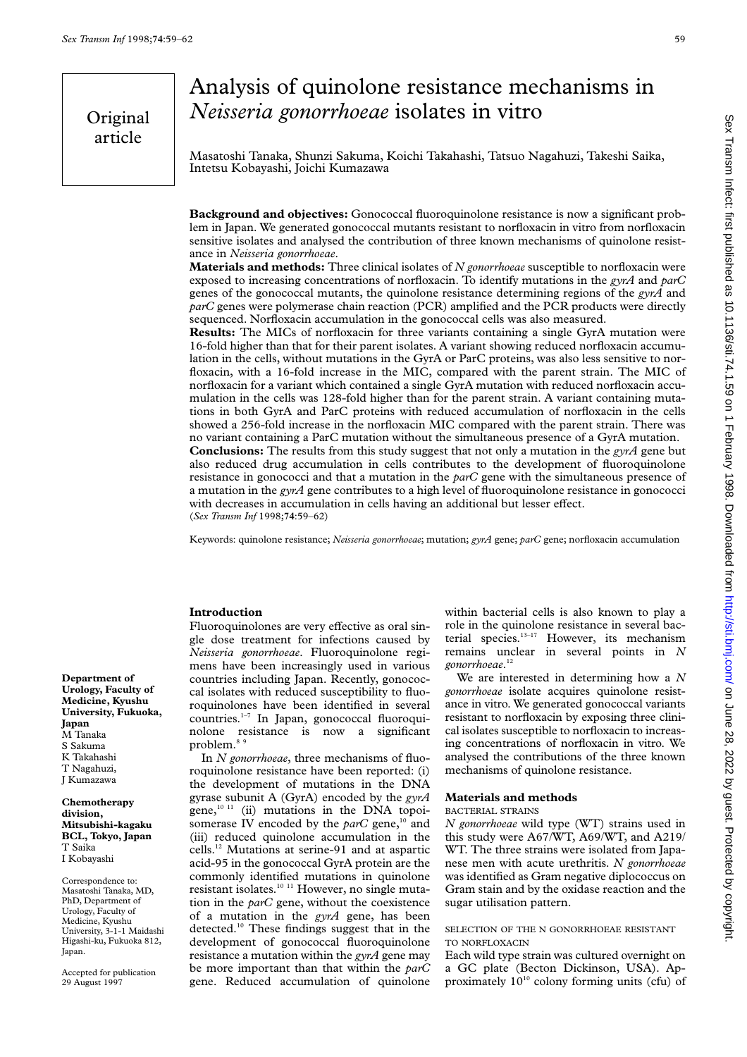Original article

# Analysis of quinolone resistance mechanisms in *Neisseria gonorrhoeae* isolates in vitro

Masatoshi Tanaka, Shunzi Sakuma, Koichi Takahashi, Tatsuo Nagahuzi, Takeshi Saika, Intetsu Kobayashi, Joichi Kumazawa

**Background and objectives:** Gonococcal fluoroquinolone resistance is now a significant problem in Japan. We generated gonococcal mutants resistant to norfloxacin in vitro from norfloxacin sensitive isolates and analysed the contribution of three known mechanisms of quinolone resistance in *Neisseria gonorrhoeae*.

**Materials and methods:** Three clinical isolates of *N gonorrhoeae* susceptible to norfloxacin were exposed to increasing concentrations of norfloxacin. To identify mutations in the *gyrA* and *parC* genes of the gonococcal mutants, the quinolone resistance determining regions of the *gyrA* and *parC* genes were polymerase chain reaction (PCR) amplified and the PCR products were directly sequenced. Norfloxacin accumulation in the gonococcal cells was also measured.

**Results:** The MICs of norfloxacin for three variants containing a single GyrA mutation were 16-fold higher than that for their parent isolates. A variant showing reduced norfloxacin accumulation in the cells, without mutations in the GyrA or ParC proteins, was also less sensitive to norfloxacin, with a 16-fold increase in the MIC, compared with the parent strain. The MIC of norfloxacin for a variant which contained a single GyrA mutation with reduced norfloxacin accumulation in the cells was 128-fold higher than for the parent strain. A variant containing mutations in both GyrA and ParC proteins with reduced accumulation of norfloxacin in the cells showed a 256-fold increase in the norfloxacin MIC compared with the parent strain. There was no variant containing a ParC mutation without the simultaneous presence of a GyrA mutation.

**Conclusions:** The results from this study suggest that not only a mutation in the *gyrA* gene but also reduced drug accumulation in cells contributes to the development of fluoroquinolone resistance in gonococci and that a mutation in the *parC* gene with the simultaneous presence of a mutation in the *gyrA* gene contributes to a high level of fluoroquinolone resistance in gonococci with decreases in accumulation in cells having an additional but lesser effect.

(*Sex Transm Inf* 1998;**74**:59–62)

Keywords: quinolone resistance; *Neisseria gonorrhoeae*; mutation; *gyrA* gene; *parC* gene; norfloxacin accumulation

**Department of Urology, Faculty of Medicine, Kyushu University, Fukuoka, Japan**
M Tanaka
S Sakuma
K Takahashi
T Nagahuzi,
J Kumazawa

**Chemotherapy division, Mitsubishi-kagaku BCL, Tokyo, Japan**
T Saika
I Kobayashi

Correspondence to: Masatoshi Tanaka, MD, PhD, Department of Urology, Faculty of Medicine, Kyushu University, 3-1-1 Maidashi Higashi-ku, Fukuoka 812, Japan.

Accepted for publication 29 August 1997

## Introduction

Fluoroquinolones are very effective as oral single dose treatment for infections caused by *Neisseria gonorrhoeae*. Fluoroquinolone regimens have been increasingly used in various countries including Japan. Recently, gonococcal isolates with reduced susceptibility to fluoroquinolones have been identified in several countries.[1–7] In Japan, gonococcal fluoroquinolone resistance is now a significant problem.[8 9]

In *N gonorrhoeae*, three mechanisms of fluoroquinolone resistance have been reported: (i) the development of mutations in the DNA gyrase subunit A (GyrA) encoded by the *gyrA* gene,[10 11] (ii) mutations in the DNA topoisomerase IV encoded by the *parC* gene,[10] and (iii) reduced quinolone accumulation in the cells.[12] Mutations at serine-91 and at aspartic acid-95 in the gonococcal GyrA protein are the commonly identified mutations in quinolone resistant isolates.[10 11] However, no single mutation in the *parC* gene, without the coexistence of a mutation in the *gyrA* gene, has been detected.[10] These findings suggest that in the development of gonococcal fluoroquinolone resistance a mutation within the *gyrA* gene may be more important than that within the *parC* gene. Reduced accumulation of quinolone within bacterial cells is also known to play a role in the quinolone resistance in several bacterial species.[13–17] However, its mechanism remains unclear in several points in *N gonorrhoeae*.[12]

We are interested in determining how a *N gonorrhoeae* isolate acquires quinolone resistance in vitro. We generated gonococcal variants resistant to norfloxacin by exposing three clinical isolates susceptible to norfloxacin to increasing concentrations of norfloxacin in vitro. We analysed the contributions of the three known mechanisms of quinolone resistance.

## Materials and methods

### BACTERIAL STRAINS

*N gonorrhoeae* wild type (WT) strains used in this study were A67/WT, A69/WT, and A219/WT. The three strains were isolated from Japanese men with acute urethritis. *N gonorrhoeae* was identified as Gram negative diplococcus on Gram stain and by the oxidase reaction and the sugar utilisation pattern.

### SELECTION OF THE N GONORRHOEAE RESISTANT TO NORFLOXACIN

Each wild type strain was cultured overnight on a GC plate (Becton Dickinson, USA). Approximately $10^{10}$ colony forming units (cfu) of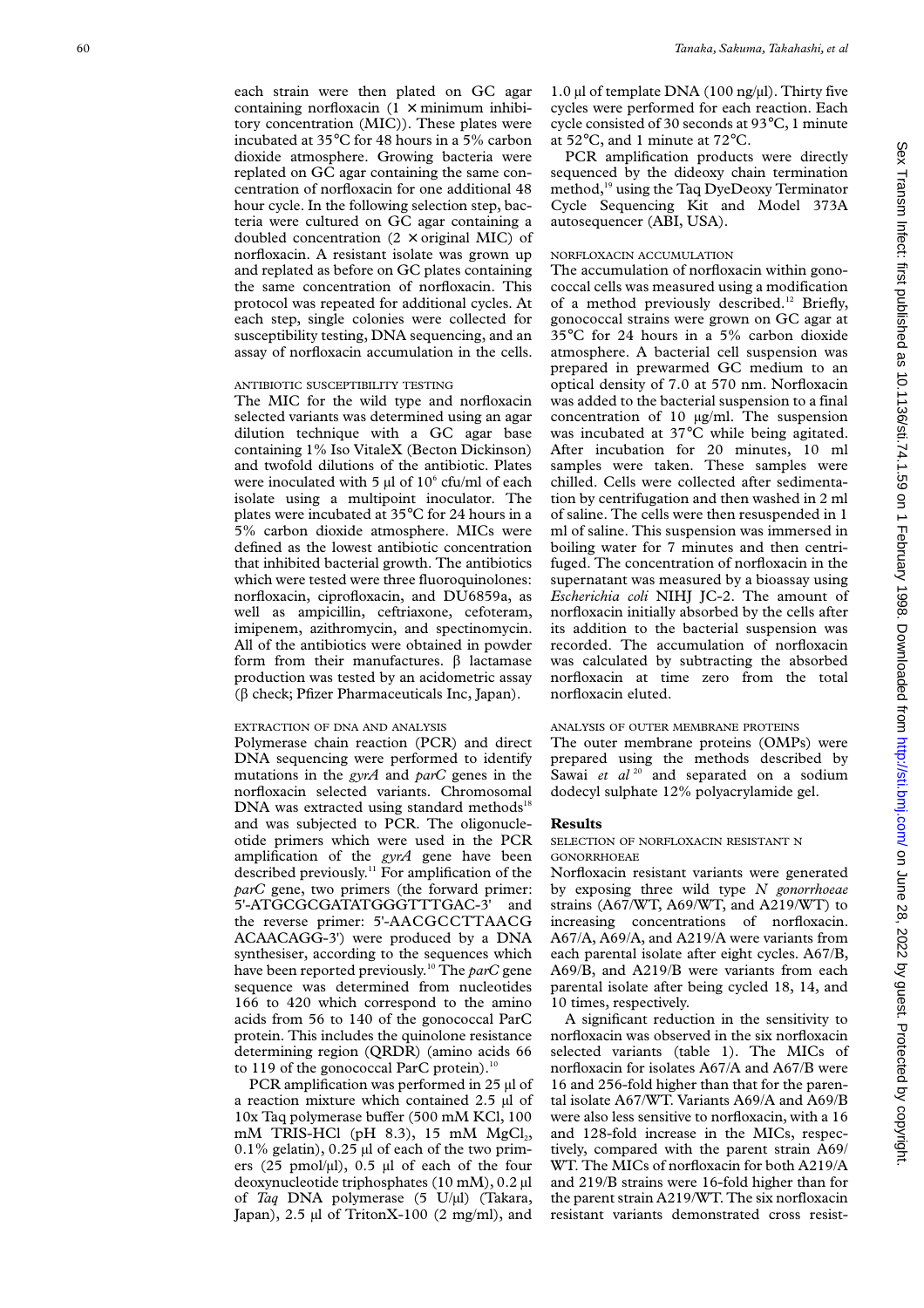each strain were then plated on GC agar containing norfloxacin (1 × minimum inhibitory concentration (MIC)). These plates were incubated at 35°C for 48 hours in a 5% carbon dioxide atmosphere. Growing bacteria were replated on GC agar containing the same concentration of norfloxacin for one additional 48 hour cycle. In the following selection step, bacteria were cultured on GC agar containing a doubled concentration (2 × original MIC) of norfloxacin. A resistant isolate was grown up and replated as before on GC plates containing the same concentration of norfloxacin. This protocol was repeated for additional cycles. At each step, single colonies were collected for susceptibility testing, DNA sequencing, and an assay of norfloxacin accumulation in the cells.

### ANTIBIOTIC SUSCEPTIBILITY TESTING

The MIC for the wild type and norfloxacin selected variants was determined using an agar dilution technique with a GC agar base containing 1% Iso VitaleX (Becton Dickinson) and twofold dilutions of the antibiotic. Plates were inoculated with 5 μl of $10^6$ cfu/ml of each isolate using a multipoint inoculator. The plates were incubated at 35°C for 24 hours in a 5% carbon dioxide atmosphere. MICs were defined as the lowest antibiotic concentration that inhibited bacterial growth. The antibiotics which were tested were three fluoroquinolones: norfloxacin, ciprofloxacin, and DU6859a, as well as ampicillin, ceftriaxone, cefoteram, imipenem, azithromycin, and spectinomycin. All of the antibiotics were obtained in powder form from their manufactures. β lactamase production was tested by an acidometric assay (β check; Pfizer Pharmaceuticals Inc, Japan).

### EXTRACTION OF DNA AND ANALYSIS

Polymerase chain reaction (PCR) and direct DNA sequencing were performed to identify mutations in the *gyrA* and *parC* genes in the norfloxacin selected variants. Chromosomal DNA was extracted using standard methods[18] and was subjected to PCR. The oligonucleotide primers which were used in the PCR amplification of the *gyrA* gene have been described previously.[11] For amplification of the *parC* gene, two primers (the forward primer: 5'-ATGCGCGATATGGGTTTGAC-3' and the reverse primer: 5'-AACGCCTTAACG ACAACAGG-3') were produced by a DNA synthesiser, according to the sequences which have been reported previously.[10] The *parC* gene sequence was determined from nucleotides 166 to 420 which correspond to the amino acids from 56 to 140 of the gonococcal ParC protein. This includes the quinolone resistance determining region (QRDR) (amino acids 66 to 119 of the gonococcal ParC protein).[10]

PCR amplification was performed in 25 μl of a reaction mixture which contained 2.5 μl of 10x Taq polymerase buffer (500 mM KCl, 100 mM TRIS-HCl (pH 8.3), 15 mM $MgCl_2$, 0.1% gelatin), 0.25 μl of each of the two primers (25 pmol/μl), 0.5 μl of each of the four deoxynucleotide triphosphates (10 mM), 0.2 μl of *Taq* DNA polymerase (5 U/μl) (Takara, Japan), 2.5 μl of TritonX-100 (2 mg/ml), and 1.0 μl of template DNA (100 ng/μl). Thirty five cycles were performed for each reaction. Each cycle consisted of 30 seconds at 93°C, 1 minute at 52°C, and 1 minute at 72°C.

PCR amplification products were directly sequenced by the dideoxy chain termination method,[19] using the Taq DyeDeoxy Terminator Cycle Sequencing Kit and Model 373A autosequencer (ABI, USA).

### NORFLOXACIN ACCUMULATION

The accumulation of norfloxacin within gonococcal cells was measured using a modification of a method previously described.[12] Briefly, gonococcal strains were grown on GC agar at 35°C for 24 hours in a 5% carbon dioxide atmosphere. A bacterial cell suspension was prepared in prewarmed GC medium to an optical density of 7.0 at 570 nm. Norfloxacin was added to the bacterial suspension to a final concentration of 10 μg/ml. The suspension was incubated at 37°C while being agitated. After incubation for 20 minutes, 10 ml samples were taken. These samples were chilled. Cells were collected after sedimentation by centrifugation and then washed in 2 ml of saline. The cells were then resuspended in 1 ml of saline. This suspension was immersed in boiling water for 7 minutes and then centrifuged. The concentration of norfloxacin in the supernatant was measured by a bioassay using *Escherichia coli* NIHJ JC-2. The amount of norfloxacin initially absorbed by the cells after its addition to the bacterial suspension was recorded. The accumulation of norfloxacin was calculated by subtracting the absorbed norfloxacin at time zero from the total norfloxacin eluted.

### ANALYSIS OF OUTER MEMBRANE PROTEINS

The outer membrane proteins (OMPs) were prepared using the methods described by Sawai *et al*[20] and separated on a sodium dodecyl sulphate 12% polyacrylamide gel.

## Results

### SELECTION OF NORFLOXACIN RESISTANT N GONORRHOEAE

Norfloxacin resistant variants were generated by exposing three wild type *N gonorrhoeae* strains (A67/WT, A69/WT, and A219/WT) to increasing concentrations of norfloxacin. A67/A, A69/A, and A219/A were variants from each parental isolate after eight cycles. A67/B, A69/B, and A219/B were variants from each parental isolate after being cycled 18, 14, and 10 times, respectively.

A significant reduction in the sensitivity to norfloxacin was observed in the six norfloxacin selected variants (table 1). The MICs of norfloxacin for isolates A67/A and A67/B were 16 and 256-fold higher than that for the parental isolate A67/WT. Variants A69/A and A69/B were also less sensitive to norfloxacin, with a 16 and 128-fold increase in the MICs, respectively, compared with the parent strain A69/WT. The MICs of norfloxacin for both A219/A and 219/B strains were 16-fold higher than for the parent strain A219/WT. The six norfloxacin resistant variants demonstrated cross resist-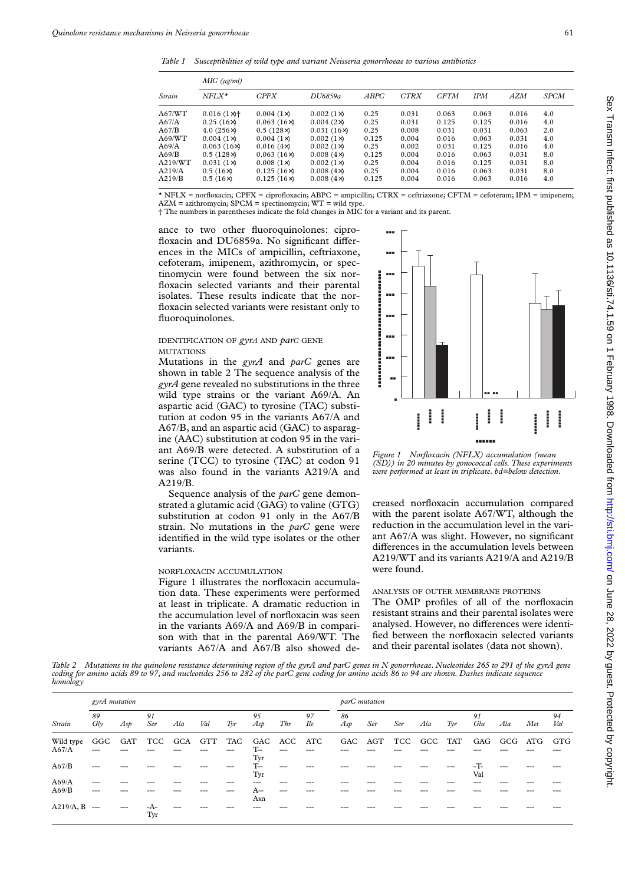*Table 1 Susceptibilities of wild type and variant Neisseria gonorrhoeae to various antibiotics*

| Strain | MIC (μg/ml) | | | | | | | | |
|---|---|---|---|---|---|---|---|---|---|
| | NFLX* | CPFX | DU6859a | ABPC | CTRX | CFTM | IPM | AZM | SPCM |
| A67/WT | 0.016 (1×)† | 0.004 (1×) | 0.002 (1×) | 0.25 | 0.031 | 0.063 | 0.063 | 0.016 | 4.0 |
| A67/A | 0.25 (16×) | 0.063 (16×) | 0.004 (2×) | 0.25 | 0.031 | 0.125 | 0.125 | 0.016 | 4.0 |
| A67/B | 4.0 (256×) | 0.5 (128×) | 0.031 (16×) | 0.25 | 0.008 | 0.031 | 0.031 | 0.063 | 2.0 |
| A69/WT | 0.004 (1×) | 0.004 (1×) | 0.002 (1×) | 0.125 | 0.004 | 0.016 | 0.063 | 0.031 | 4.0 |
| A69/A | 0.063 (16×) | 0.016 (4×) | 0.002 (1×) | 0.25 | 0.002 | 0.031 | 0.125 | 0.016 | 4.0 |
| A69/B | 0.5 (128×) | 0.063 (16×) | 0.008 (4×) | 0.125 | 0.004 | 0.016 | 0.063 | 0.031 | 8.0 |
| A219/WT | 0.031 (1×) | 0.008 (1×) | 0.002 (1×) | 0.25 | 0.004 | 0.016 | 0.125 | 0.031 | 8.0 |
| A219/A | 0.5 (16×) | 0.125 (16×) | 0.008 (4×) | 0.25 | 0.004 | 0.016 | 0.063 | 0.031 | 8.0 |
| A219/B | 0.5 (16×) | 0.125 (16×) | 0.008 (4×) | 0.125 | 0.004 | 0.016 | 0.063 | 0.016 | 4.0 |

* NFLX = norfloxacin; CPFX = ciprofloxacin; ABPC = ampicillin; CTRX = ceftriaxone; CFTM = cefoteram; IPM = imipenem; AZM = azithromycin; SPCM = spectinomycin; WT = wild type.
† The numbers in parentheses indicate the fold changes in MIC for a variant and its parent.

ance to two other fluoroquinolones: ciprofloxacin and DU6859a. No significant differences in the MICs of ampicillin, ceftriaxone, cefoteram, imipenem, azithromycin, or spectinomycin were found between the six norfloxacin selected variants and their parental isolates. These results indicate that the norfloxacin selected variants were resistant only to fluoroquinolones.

#### IDENTIFICATION OF *gyrA* AND *parC* GENE MUTATIONS

Mutations in the *gyrA* and *parC* genes are shown in table 2 The sequence analysis of the *gyrA* gene revealed no substitutions in the three wild type strains or the variant A69/A. An aspartic acid (GAC) to tyrosine (TAC) substitution at codon 95 in the variants A67/A and A67/B, and an aspartic acid (GAC) to asparagine (AAC) substitution at codon 95 in the variant A69/B were detected. A substitution of a serine (TCC) to tyrosine (TAC) at codon 91 was also found in the variants A219/A and A219/B.

Sequence analysis of the *parC* gene demonstrated a glutamic acid (GAG) to valine (GTG) substitution at codon 91 only in the A67/B strain. No mutations in the *parC* gene were identified in the wild type isolates or the other variants.

#### NORFLOXACIN ACCUMULATION

Figure 1 illustrates the norfloxacin accumulation data. These experiments were performed at least in triplicate. A dramatic reduction in the accumulation level of norfloxacin was seen in the variants A69/A and A69/B in comparison with that in the parental A69/WT. The variants A67/A and A67/B also showed decreased norfloxacin accumulation compared with the parent isolate A67/WT, although the reduction in the accumulation level in the variant A67/A was slight. However, no significant differences in the accumulation levels between A219/WT and its variants A219/A and A219/B were found.

*Figure 1 Norfloxacin (NFLX) accumulation (mean (SD)) in 20 minutes by gonococcal cells. These experiments were performed at least in triplicate. bd=below detection.*

#### ANALYSIS OF OUTER MEMBRANE PROTEINS

The OMP profiles of all of the norfloxacin resistant strains and their parental isolates were analysed. However, no differences were identified between the norfloxacin selected variants and their parental isolates (data not shown).

*Table 2 Mutations in the quinolone resistance determining region of the gyrA and parC genes in N gonorrhoeae. Nucleotides 265 to 291 of the gyrA gene coding for amino acids 89 to 97, and nucleotides 256 to 282 of the parC gene coding for amino acids 86 to 94 are shown. Dashes indicate sequence homology*

| Strain | gyrA mutation | | | | | | | | | parC mutation | | | | | | | | |
|---|---|---|---|---|---|---|---|---|---|---|---|---|---|---|---|---|---|---|
| | 89 Gly | Asp | 91 Ser | Ala | Val | Tyr | 95 Asp | Thr | 97 Ile | 86 Asp | Ser | Ser | Ala | Tyr | 91 Glu | Ala | Met | 94 Val |
| Wild type | GGC | GAT | TCC | GCA | GTT | TAC | GAC | ACC | ATC | GAC | AGT | TCC | GCC | TAT | GAG | GCG | ATG | GTG |
| A67/A | --- | --- | --- | --- | --- | --- | T-- Tyr | --- | --- | --- | --- | --- | --- | --- | --- | --- | --- | --- |
| A67/B | --- | --- | --- | --- | --- | --- | T-- Tyr | --- | --- | --- | --- | --- | --- | --- | -T- Val | --- | --- | --- |
| A69/A | --- | --- | --- | --- | --- | --- | --- | --- | --- | --- | --- | --- | --- | --- | --- | --- | --- | --- |
| A69/B | --- | --- | --- | --- | --- | --- | A-- Asn | --- | --- | --- | --- | --- | --- | --- | --- | --- | --- | --- |
| A219/A, B | --- | --- | -A- Tyr | --- | --- | --- | --- | --- | --- | --- | --- | --- | --- | --- | --- | --- | --- | --- |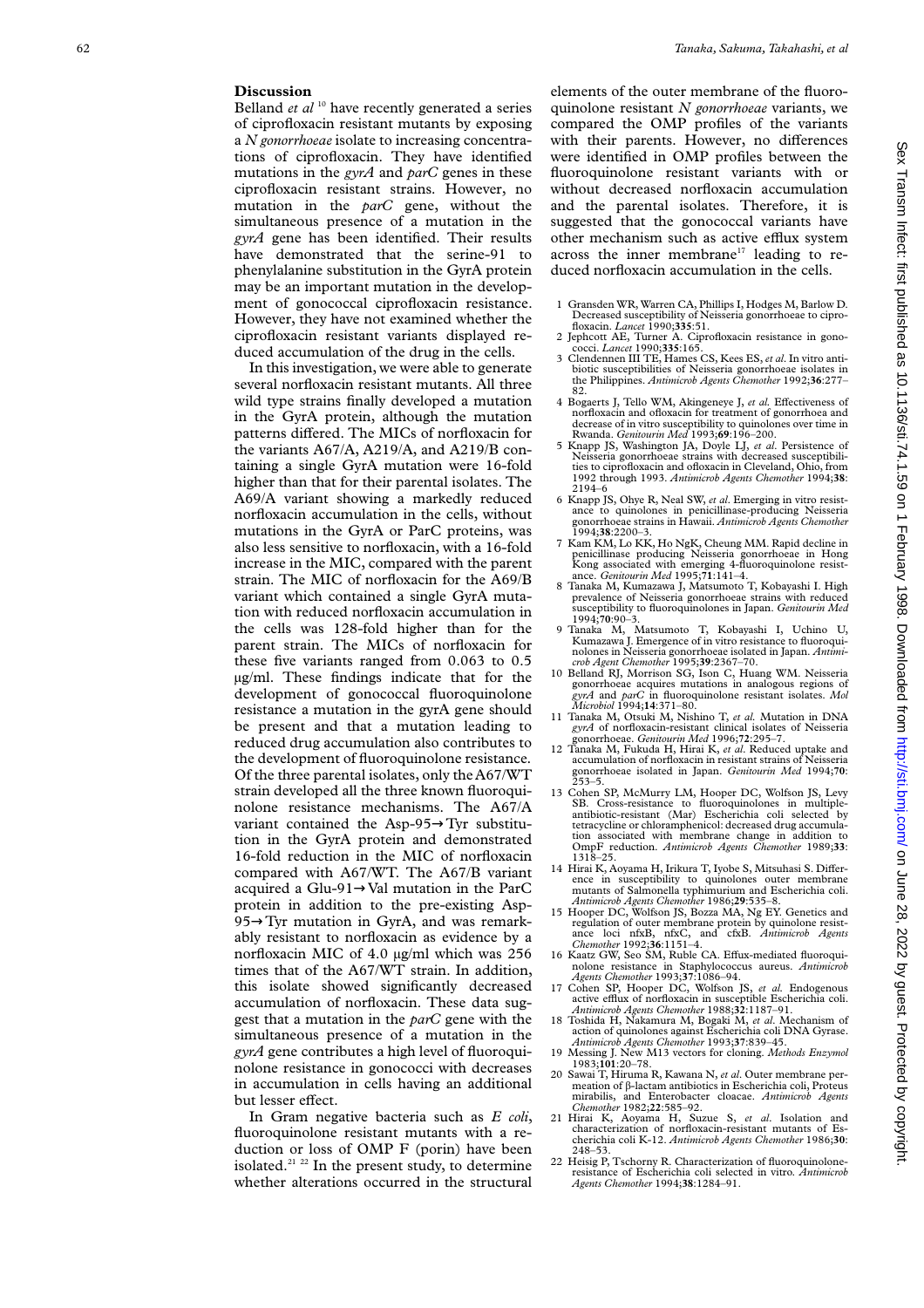## Discussion

Belland *et al* [10] have recently generated a series of ciprofloxacin resistant mutants by exposing a *N gonorrhoeae* isolate to increasing concentrations of ciprofloxacin. They have identified mutations in the *gyrA* and *parC* genes in these ciprofloxacin resistant strains. However, no mutation in the *parC* gene, without the simultaneous presence of a mutation in the *gyrA* gene has been identified. Their results have demonstrated that the serine-91 to phenylalanine substitution in the GyrA protein may be an important mutation in the development of gonococcal ciprofloxacin resistance. However, they have not examined whether the ciprofloxacin resistant variants displayed reduced accumulation of the drug in the cells.

In this investigation, we were able to generate several norfloxacin resistant mutants. All three wild type strains finally developed a mutation in the GyrA protein, although the mutation patterns differed. The MICs of norfloxacin for the variants A67/A, A219/A, and A219/B containing a single GyrA mutation were 16-fold higher than that for their parental isolates. The A69/A variant showing a markedly reduced norfloxacin accumulation in the cells, without mutations in the GyrA or ParC proteins, was also less sensitive to norfloxacin, with a 16-fold increase in the MIC, compared with the parent strain. The MIC of norfloxacin for the A69/B variant which contained a single GyrA mutation with reduced norfloxacin accumulation in the cells was 128-fold higher than for the parent strain. The MICs of norfloxacin for these five variants ranged from 0.063 to 0.5 μg/ml. These findings indicate that for the development of gonococcal fluoroquinolone resistance a mutation in the gyrA gene should be present and that a mutation leading to reduced drug accumulation also contributes to the development of fluoroquinolone resistance. Of the three parental isolates, only the A67/WT strain developed all the three known fluoroquinolone resistance mechanisms. The A67/A variant contained the Asp-95→Tyr substitution in the GyrA protein and demonstrated 16-fold reduction in the MIC of norfloxacin compared with A67/WT. The A67/B variant acquired a Glu-91→Val mutation in the ParC protein in addition to the pre-existing Asp-95→Tyr mutation in GyrA, and was remarkably resistant to norfloxacin as evidence by a norfloxacin MIC of 4.0 μg/ml which was 256 times that of the A67/WT strain. In addition, this isolate showed significantly decreased accumulation of norfloxacin. These data suggest that a mutation in the *parC* gene with the simultaneous presence of a mutation in the *gyrA* gene contributes a high level of fluoroquinolone resistance in gonococci with decreases in accumulation in cells having an additional but lesser effect.

In Gram negative bacteria such as *E coli*, fluoroquinolone resistant mutants with a reduction or loss of OMP F (porin) have been isolated.[21 22] In the present study, to determine whether alterations occurred in the structural elements of the outer membrane of the fluoroquinolone resistant *N gonorrhoeae* variants, we compared the OMP profiles of the variants with their parents. However, no differences were identified in OMP profiles between the fluoroquinolone resistant variants with or without decreased norfloxacin accumulation and the parental isolates. Therefore, it is suggested that the gonococcal variants have other mechanism such as active efflux system across the inner membrane[17] leading to reduced norfloxacin accumulation in the cells.

1 Gransden WR, Warren CA, Phillips I, Hodges M, Barlow D. Decreased susceptibility of Neisseria gonorrhoeae to ciprofloxacin. *Lancet* 1990;**335**:51.
2 Jephcott AE, Turner A. Ciprofloxacin resistance in gonococci. *Lancet* 1990;**335**:165.
3 Clendennen III TE, Hames CS, Kees ES, *et al*. In vitro antibiotic susceptibilities of Neisseria gonorrhoeae isolates in the Philippines. *Antimicrob Agents Chemother* 1992;**36**:277–82.
4 Bogaerts J, Tello WM, Akingeneye J, *et al*. Effectiveness of norfloxacin and ofloxacin for treatment of gonorrhoea and decrease of in vitro susceptibility to quinolones over time in Rwanda. *Genitourin Med* 1993;**69**:196–200.
5 Knapp JS, Washington JA, Doyle LJ, *et al*. Persistence of Neisseria gonorrhoeae strains with decreased susceptibilities to ciprofloxacin and ofloxacin in Cleveland, Ohio, from 1992 through 1993. *Antimicrob Agents Chemother* 1994;**38**:2194–6
6 Knapp JS, Ohye R, Neal SW, *et al*. Emerging in vitro resistance to quinolones in penicillinase-producing Neisseria gonorrhoeae strains in Hawaii. *Antimicrob Agents Chemother* 1994;**38**:2200–3.
7 Kam KM, Lo KK, Ho NgK, Cheung MM. Rapid decline in penicillinase producing Neisseria gonorrhoeae in Hong Kong associated with emerging 4-fluoroquinolone resistance. *Genitourin Med* 1995;**71**:141–4.
8 Tanaka M, Kumazawa J, Matsumoto T, Kobayashi I. High prevalence of Neisseria gonorrhoeae strains with reduced susceptibility to fluoroquinolones in Japan. *Genitourin Med* 1994;**70**:90–3.
9 Tanaka M, Matsumoto T, Kobayashi I, Uchino U, Kumazawa J. Emergence of in vitro resistance to fluoroquinolones in Neisseria gonorrhoeae isolated in Japan. *Antimicrob Agent Chemother* 1995;**39**:2367–70.
10 Belland RJ, Morrison SG, Ison C, Huang WM. Neisseria gonorrhoeae acquires mutations in analogous regions of *gyrA* and *parC* in fluoroquinolone resistant isolates. *Mol Microbiol* 1994;**14**:371–80.
11 Tanaka M, Otsuki M, Nishino T, *et al*. Mutation in DNA *gyrA* of norfloxacin-resistant clinical isolates of Neisseria gonorrhoeae. *Genitourin Med* 1996;**72**:295–7.
12 Tanaka M, Fukuda H, Hirai K, *et al*. Reduced uptake and accumulation of norfloxacin in resistant strains of Neisseria gonorrhoeae isolated in Japan. *Genitourin Med* 1994;**70**:253–5.
13 Cohen SP, McMurry LM, Hooper DC, Wolfson JS, Levy SB. Cross-resistance to fluoroquinolones in multiple-antibiotic-resistant (Mar) Escherichia coli selected by tetracycline or chloramphenicol: decreased drug accumulation associated with membrane change in addition to OmpF reduction. *Antimicrob Agents Chemother* 1989;**33**:1318–25.
14 Hirai K, Aoyama H, Irikura T, Iyobe S, Mitsuhasi S. Difference in susceptibility to quinolones outer membrane mutants of Salmonella typhimurium and Escherichia coli. *Antimicrob Agents Chemother* 1986;**29**:535–8.
15 Hooper DC, Wolfson JS, Bozza MA, Ng EY. Genetics and regulation of outer membrane protein by quinolone resistance loci nfxB, nfxC, and cfxB. *Antimicrob Agents Chemother* 1992;**36**:1151–4.
16 Kaatz GW, Seo SM, Ruble CA. Efflux-mediated fluoroquinolone resistance in Staphylococcus aureus. *Antimicrob Agents Chemother* 1993;**37**:1086–94.
17 Cohen SP, Hooper DC, Wolfson JS, *et al*. Endogenous active efflux of norfloxacin in susceptible Escherichia coli. *Antimicrob Agents Chemother* 1988;**32**:1187–91.
18 Toshida H, Nakamura M, Bogaki M, *et al*. Mechanism of action of quinolones against Escherichia coli DNA Gyrase. *Antimicrob Agents Chemother* 1993;**37**:839–45.
19 Messing J. New M13 vectors for cloning. *Methods Enzymol* 1983;**101**:20–78.
20 Sawai T, Hiruma R, Kawana N, *et al*. Outer membrane permeation of β-lactam antibiotics in Escherichia coli, Proteus mirabilis, and Enterobacter cloacae. *Antimicrob Agents Chemother* 1982;**22**:585–92.
21 Hirai K, Aoyama H, Suzue S, *et al*. Isolation and characterization of norfloxacin-resistant mutants of Escherichia coli K-12. *Antimicrob Agents Chemother* 1986;**30**:248–53.
22 Heisig P, Tschorny R. Characterization of fluoroquinolone-resistance of Escherichia coli selected in vitro. *Antimicrob Agents Chemother* 1994;**38**:1284–91.